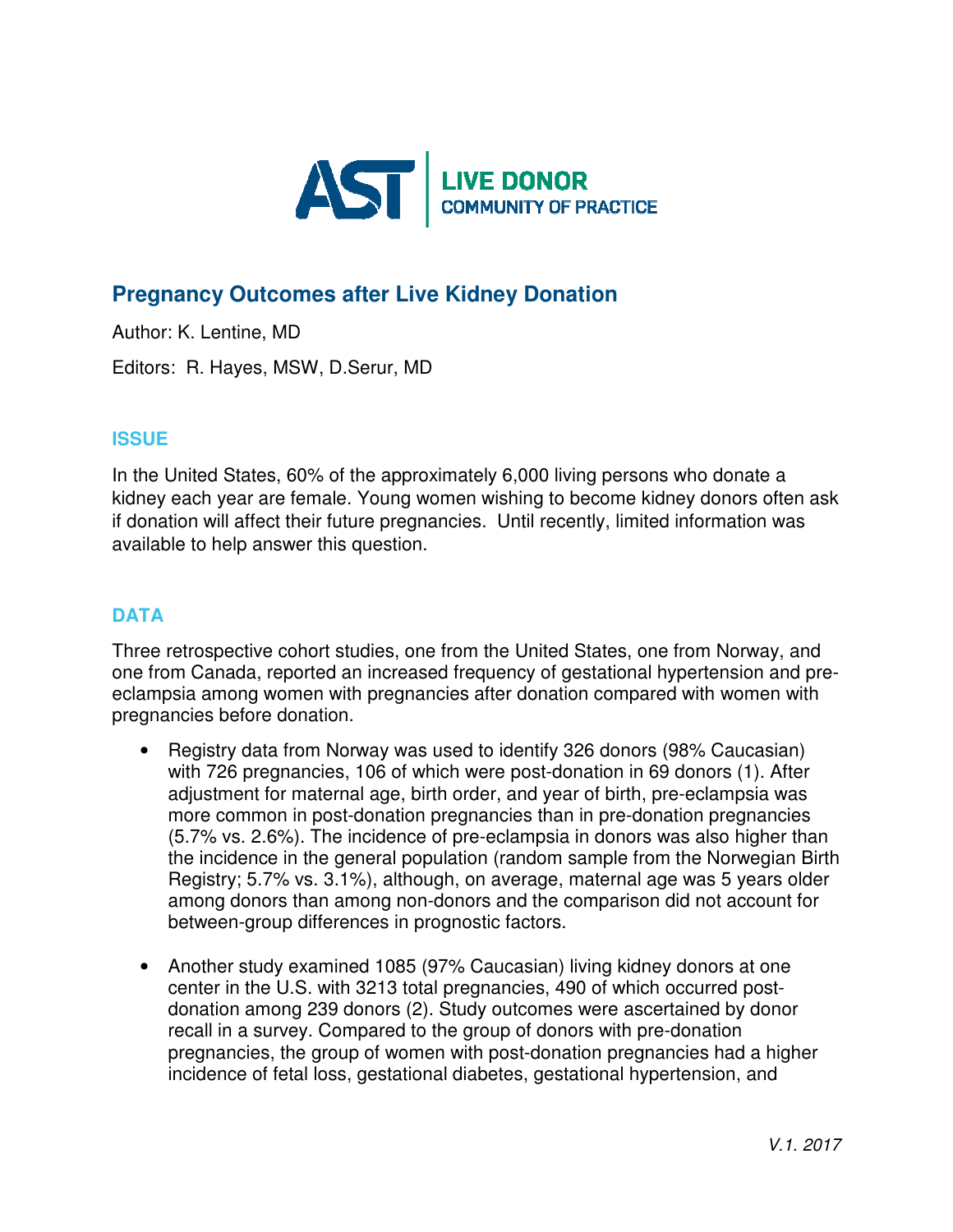AST LIVE DONOR COMMUNITY OF PRACTICE

# Pregnancy Outcomes after Live Kidney Donation

Author: K. Lentine, MD

Editors: R. Hayes, MSW, D.Serur, MD

## ISSUE

In the United States, 60% of the approximately 6,000 living persons who donate a kidney each year are female. Young women wishing to become kidney donors often ask if donation will affect their future pregnancies. Until recently, limited information was available to help answer this question.

## DATA

Three retrospective cohort studies, one from the United States, one from Norway, and one from Canada, reported an increased frequency of gestational hypertension and pre-eclampsia among women with pregnancies after donation compared with women with pregnancies before donation.

- Registry data from Norway was used to identify 326 donors (98% Caucasian) with 726 pregnancies, 106 of which were post-donation in 69 donors (1). After adjustment for maternal age, birth order, and year of birth, pre-eclampsia was more common in post-donation pregnancies than in pre-donation pregnancies (5.7% vs. 2.6%). The incidence of pre-eclampsia in donors was also higher than the incidence in the general population (random sample from the Norwegian Birth Registry; 5.7% vs. 3.1%), although, on average, maternal age was 5 years older among donors than among non-donors and the comparison did not account for between-group differences in prognostic factors.

- Another study examined 1085 (97% Caucasian) living kidney donors at one center in the U.S. with 3213 total pregnancies, 490 of which occurred post-donation among 239 donors (2). Study outcomes were ascertained by donor recall in a survey. Compared to the group of donors with pre-donation pregnancies, the group of women with post-donation pregnancies had a higher incidence of fetal loss, gestational diabetes, gestational hypertension, and

*V.1. 2017*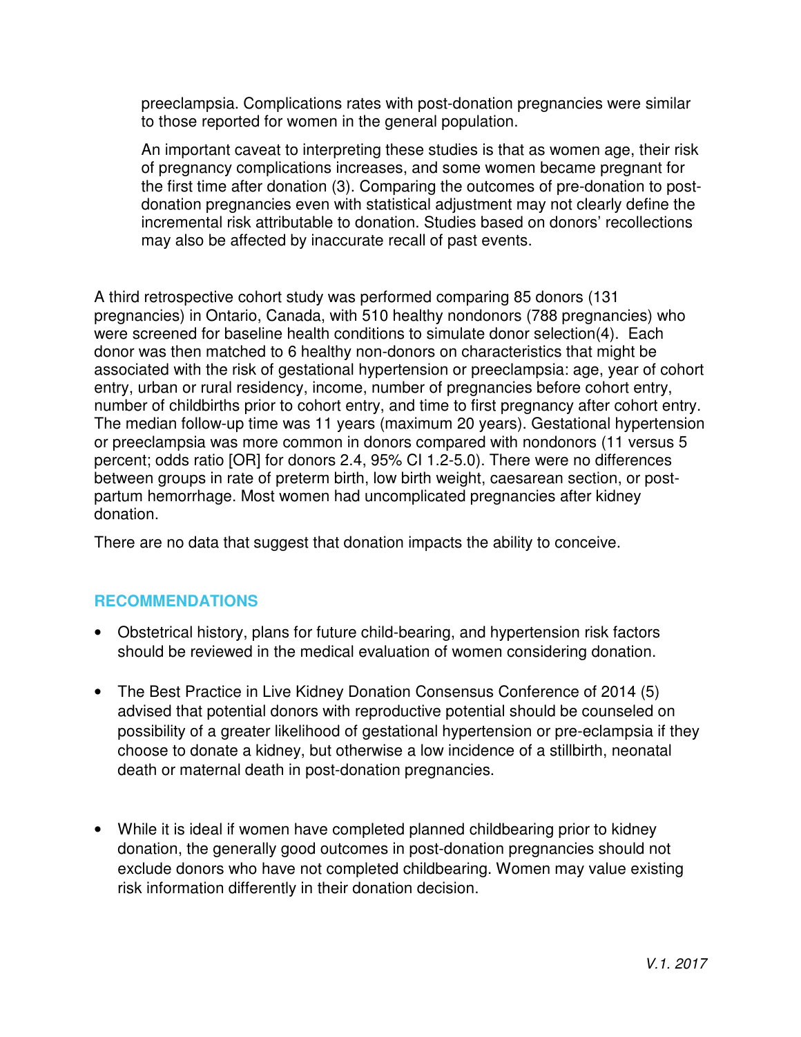preeclampsia. Complications rates with post-donation pregnancies were similar to those reported for women in the general population.

An important caveat to interpreting these studies is that as women age, their risk of pregnancy complications increases, and some women became pregnant for the first time after donation (3). Comparing the outcomes of pre-donation to post-donation pregnancies even with statistical adjustment may not clearly define the incremental risk attributable to donation. Studies based on donors' recollections may also be affected by inaccurate recall of past events.

A third retrospective cohort study was performed comparing 85 donors (131 pregnancies) in Ontario, Canada, with 510 healthy nondonors (788 pregnancies) who were screened for baseline health conditions to simulate donor selection(4). Each donor was then matched to 6 healthy non-donors on characteristics that might be associated with the risk of gestational hypertension or preeclampsia: age, year of cohort entry, urban or rural residency, income, number of pregnancies before cohort entry, number of childbirths prior to cohort entry, and time to first pregnancy after cohort entry. The median follow-up time was 11 years (maximum 20 years). Gestational hypertension or preeclampsia was more common in donors compared with nondonors (11 versus 5 percent; odds ratio [OR] for donors 2.4, 95% CI 1.2-5.0). There were no differences between groups in rate of preterm birth, low birth weight, caesarean section, or post-partum hemorrhage. Most women had uncomplicated pregnancies after kidney donation.

There are no data that suggest that donation impacts the ability to conceive.

## RECOMMENDATIONS

- Obstetrical history, plans for future child-bearing, and hypertension risk factors should be reviewed in the medical evaluation of women considering donation.

- The Best Practice in Live Kidney Donation Consensus Conference of 2014 (5) advised that potential donors with reproductive potential should be counseled on possibility of a greater likelihood of gestational hypertension or pre-eclampsia if they choose to donate a kidney, but otherwise a low incidence of a stillbirth, neonatal death or maternal death in post-donation pregnancies.

- While it is ideal if women have completed planned childbearing prior to kidney donation, the generally good outcomes in post-donation pregnancies should not exclude donors who have not completed childbearing. Women may value existing risk information differently in their donation decision.

*V.1. 2017*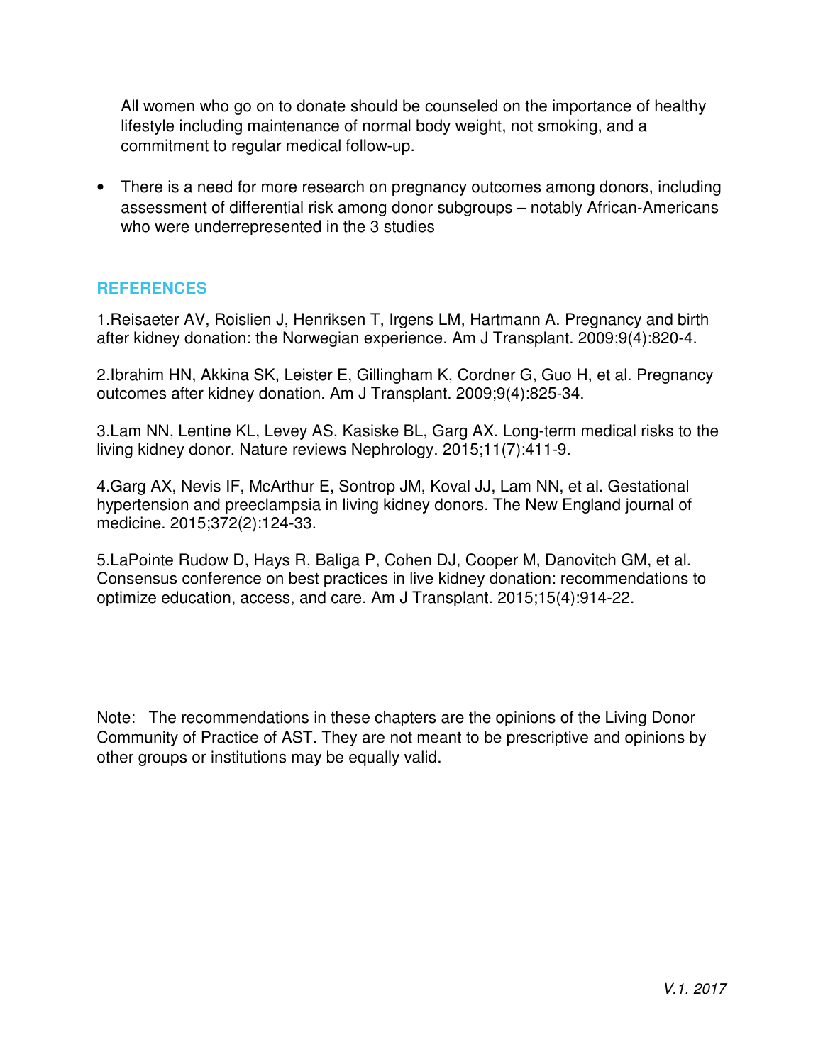All women who go on to donate should be counseled on the importance of healthy lifestyle including maintenance of normal body weight, not smoking, and a commitment to regular medical follow-up.

- There is a need for more research on pregnancy outcomes among donors, including assessment of differential risk among donor subgroups – notably African-Americans who were underrepresented in the 3 studies

## REFERENCES

1.Reisaeter AV, Roislien J, Henriksen T, Irgens LM, Hartmann A. Pregnancy and birth after kidney donation: the Norwegian experience. Am J Transplant. 2009;9(4):820-4.

2.Ibrahim HN, Akkina SK, Leister E, Gillingham K, Cordner G, Guo H, et al. Pregnancy outcomes after kidney donation. Am J Transplant. 2009;9(4):825-34.

3.Lam NN, Lentine KL, Levey AS, Kasiske BL, Garg AX. Long-term medical risks to the living kidney donor. Nature reviews Nephrology. 2015;11(7):411-9.

4.Garg AX, Nevis IF, McArthur E, Sontrop JM, Koval JJ, Lam NN, et al. Gestational hypertension and preeclampsia in living kidney donors. The New England journal of medicine. 2015;372(2):124-33.

5.LaPointe Rudow D, Hays R, Baliga P, Cohen DJ, Cooper M, Danovitch GM, et al. Consensus conference on best practices in live kidney donation: recommendations to optimize education, access, and care. Am J Transplant. 2015;15(4):914-22.

Note: The recommendations in these chapters are the opinions of the Living Donor Community of Practice of AST. They are not meant to be prescriptive and opinions by other groups or institutions may be equally valid.

*V.1. 2017*